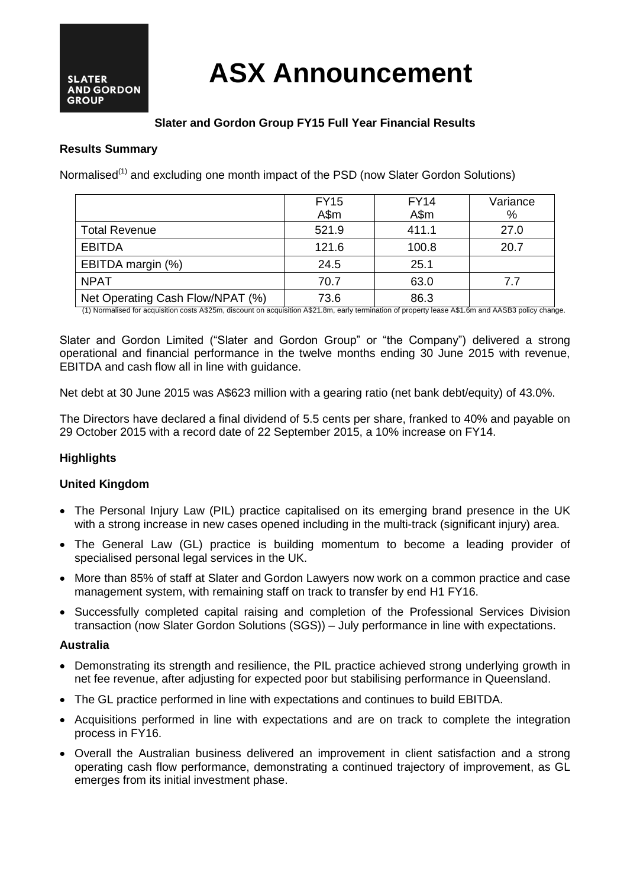**SLATER AND GORDON GROUP**

# ASX Announcement

**Slater and Gordon Group FY15 Full Year Financial Results**

**Results Summary**

Normalised[(1)] and excluding one month impact of the PSD (now Slater Gordon Solutions)

| | FY15 A$m | FY14 A$m | Variance % |
|---|---|---|---|
| Total Revenue | 521.9 | 411.1 | 27.0 |
| EBITDA | 121.6 | 100.8 | 20.7 |
| EBITDA margin (%) | 24.5 | 25.1 | |
| NPAT | 70.7 | 63.0 | 7.7 |
| Net Operating Cash Flow/NPAT (%) | 73.6 | 86.3 | |

(1) Normalised for acquisition costs A$25m, discount on acquisition A$21.8m, early termination of property lease A$1.6m and AASB3 policy change.

Slater and Gordon Limited ("Slater and Gordon Group" or "the Company") delivered a strong operational and financial performance in the twelve months ending 30 June 2015 with revenue, EBITDA and cash flow all in line with guidance.

Net debt at 30 June 2015 was A$623 million with a gearing ratio (net bank debt/equity) of 43.0%.

The Directors have declared a final dividend of 5.5 cents per share, franked to 40% and payable on 29 October 2015 with a record date of 22 September 2015, a 10% increase on FY14.

**Highlights**

**United Kingdom**

- The Personal Injury Law (PIL) practice capitalised on its emerging brand presence in the UK with a strong increase in new cases opened including in the multi-track (significant injury) area.
- The General Law (GL) practice is building momentum to become a leading provider of specialised personal legal services in the UK.
- More than 85% of staff at Slater and Gordon Lawyers now work on a common practice and case management system, with remaining staff on track to transfer by end H1 FY16.
- Successfully completed capital raising and completion of the Professional Services Division transaction (now Slater Gordon Solutions (SGS)) – July performance in line with expectations.

**Australia**

- Demonstrating its strength and resilience, the PIL practice achieved strong underlying growth in net fee revenue, after adjusting for expected poor but stabilising performance in Queensland.
- The GL practice performed in line with expectations and continues to build EBITDA.
- Acquisitions performed in line with expectations and are on track to complete the integration process in FY16.
- Overall the Australian business delivered an improvement in client satisfaction and a strong operating cash flow performance, demonstrating a continued trajectory of improvement, as GL emerges from its initial investment phase.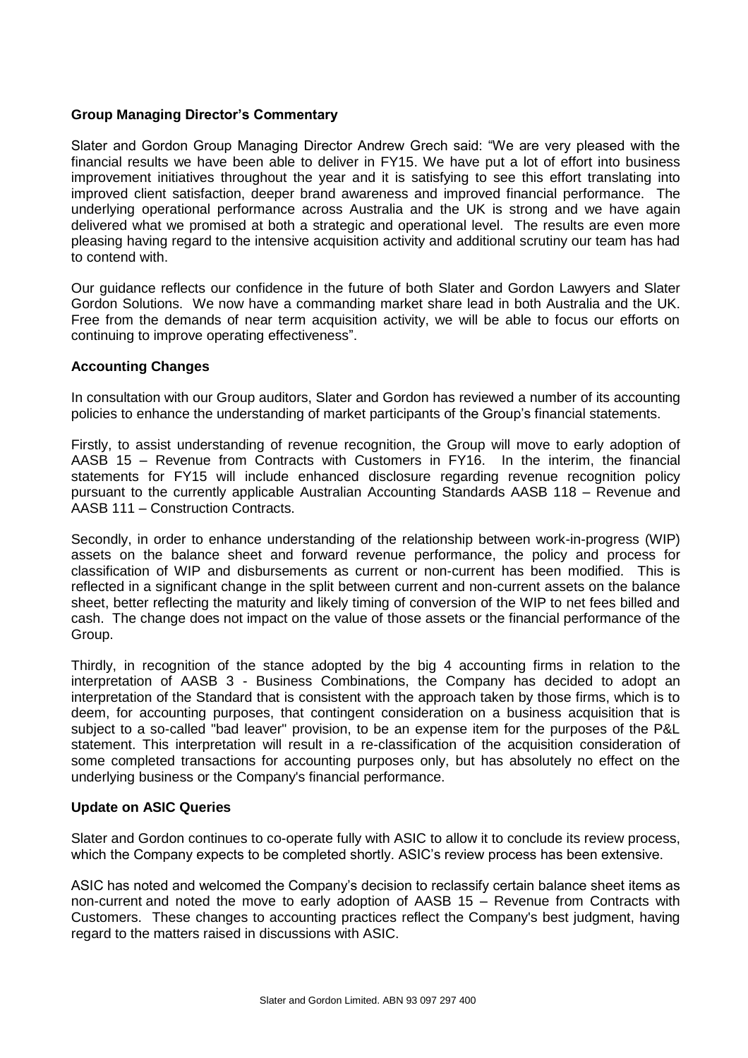**Group Managing Director's Commentary**

Slater and Gordon Group Managing Director Andrew Grech said: "We are very pleased with the financial results we have been able to deliver in FY15. We have put a lot of effort into business improvement initiatives throughout the year and it is satisfying to see this effort translating into improved client satisfaction, deeper brand awareness and improved financial performance. The underlying operational performance across Australia and the UK is strong and we have again delivered what we promised at both a strategic and operational level. The results are even more pleasing having regard to the intensive acquisition activity and additional scrutiny our team has had to contend with.

Our guidance reflects our confidence in the future of both Slater and Gordon Lawyers and Slater Gordon Solutions. We now have a commanding market share lead in both Australia and the UK. Free from the demands of near term acquisition activity, we will be able to focus our efforts on continuing to improve operating effectiveness".

**Accounting Changes**

In consultation with our Group auditors, Slater and Gordon has reviewed a number of its accounting policies to enhance the understanding of market participants of the Group's financial statements.

Firstly, to assist understanding of revenue recognition, the Group will move to early adoption of AASB 15 – Revenue from Contracts with Customers in FY16. In the interim, the financial statements for FY15 will include enhanced disclosure regarding revenue recognition policy pursuant to the currently applicable Australian Accounting Standards AASB 118 – Revenue and AASB 111 – Construction Contracts.

Secondly, in order to enhance understanding of the relationship between work-in-progress (WIP) assets on the balance sheet and forward revenue performance, the policy and process for classification of WIP and disbursements as current or non-current has been modified. This is reflected in a significant change in the split between current and non-current assets on the balance sheet, better reflecting the maturity and likely timing of conversion of the WIP to net fees billed and cash. The change does not impact on the value of those assets or the financial performance of the Group.

Thirdly, in recognition of the stance adopted by the big 4 accounting firms in relation to the interpretation of AASB 3 - Business Combinations, the Company has decided to adopt an interpretation of the Standard that is consistent with the approach taken by those firms, which is to deem, for accounting purposes, that contingent consideration on a business acquisition that is subject to a so-called "bad leaver" provision, to be an expense item for the purposes of the P&L statement. This interpretation will result in a re-classification of the acquisition consideration of some completed transactions for accounting purposes only, but has absolutely no effect on the underlying business or the Company's financial performance.

**Update on ASIC Queries**

Slater and Gordon continues to co-operate fully with ASIC to allow it to conclude its review process, which the Company expects to be completed shortly. ASIC's review process has been extensive.

ASIC has noted and welcomed the Company's decision to reclassify certain balance sheet items as non-current and noted the move to early adoption of AASB 15 – Revenue from Contracts with Customers. These changes to accounting practices reflect the Company's best judgment, having regard to the matters raised in discussions with ASIC.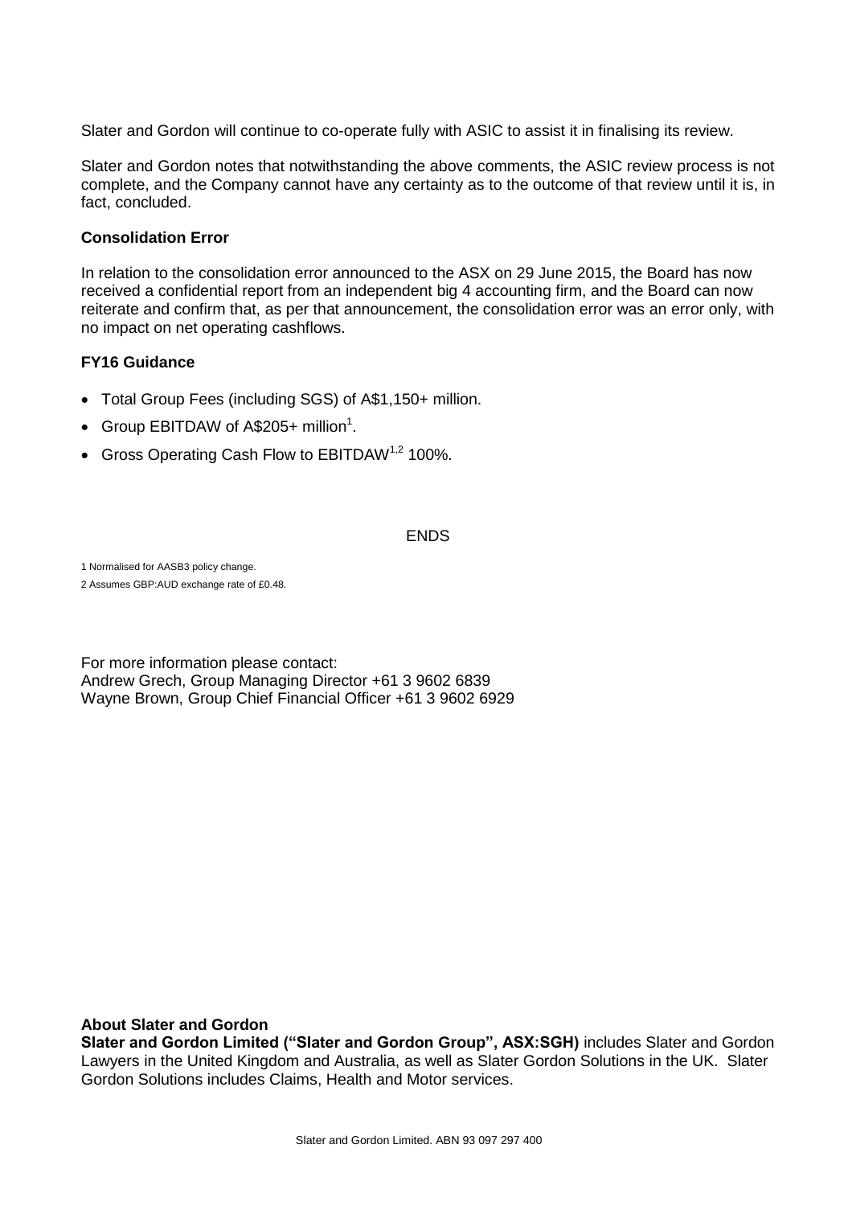Slater and Gordon will continue to co-operate fully with ASIC to assist it in finalising its review.

Slater and Gordon notes that notwithstanding the above comments, the ASIC review process is not complete, and the Company cannot have any certainty as to the outcome of that review until it is, in fact, concluded.

**Consolidation Error**

In relation to the consolidation error announced to the ASX on 29 June 2015, the Board has now received a confidential report from an independent big 4 accounting firm, and the Board can now reiterate and confirm that, as per that announcement, the consolidation error was an error only, with no impact on net operating cashflows.

**FY16 Guidance**

- Total Group Fees (including SGS) of A$1,150+ million.
- Group EBITDAW of A$205+ million[1].
- Gross Operating Cash Flow to EBITDAW[1,2] 100%.

ENDS

1 Normalised for AASB3 policy change.

2 Assumes GBP:AUD exchange rate of £0.48.

For more information please contact:
Andrew Grech, Group Managing Director +61 3 9602 6839
Wayne Brown, Group Chief Financial Officer +61 3 9602 6929

**About Slater and Gordon**

**Slater and Gordon Limited ("Slater and Gordon Group", ASX:SGH)** includes Slater and Gordon Lawyers in the United Kingdom and Australia, as well as Slater Gordon Solutions in the UK. Slater Gordon Solutions includes Claims, Health and Motor services.

Slater and Gordon Limited. ABN 93 097 297 400